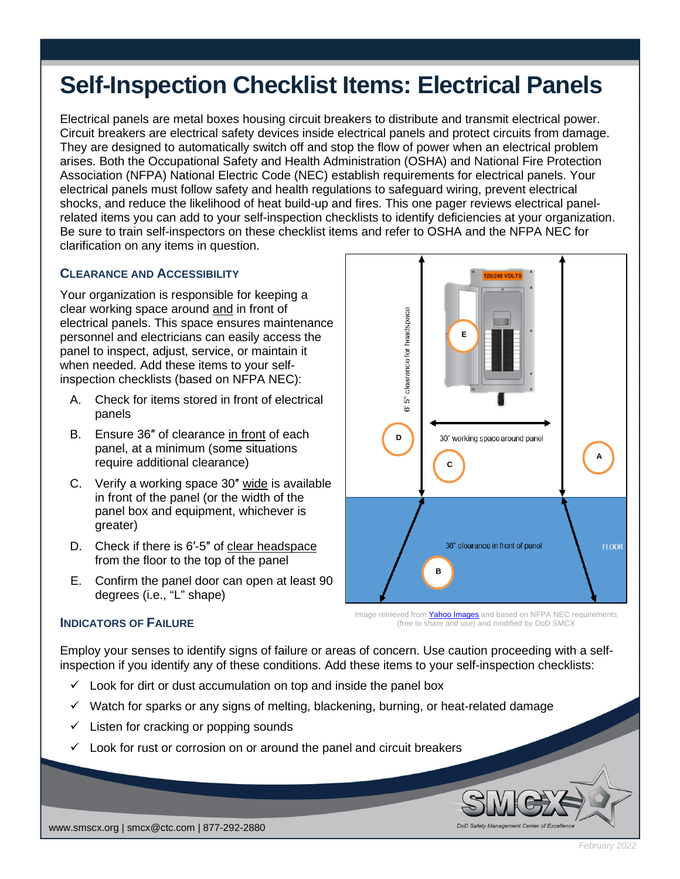# Self-Inspection Checklist Items: Electrical Panels

Electrical panels are metal boxes housing circuit breakers to distribute and transmit electrical power. Circuit breakers are electrical safety devices inside electrical panels and protect circuits from damage. They are designed to automatically switch off and stop the flow of power when an electrical problem arises. Both the Occupational Safety and Health Administration (OSHA) and National Fire Protection Association (NFPA) National Electric Code (NEC) establish requirements for electrical panels. Your electrical panels must follow safety and health regulations to safeguard wiring, prevent electrical shocks, and reduce the likelihood of heat build-up and fires. This one pager reviews electrical panel-related items you can add to your self-inspection checklists to identify deficiencies at your organization. Be sure to train self-inspectors on these checklist items and refer to OSHA and the NFPA NEC for clarification on any items in question.

## Clearance and Accessibility

Your organization is responsible for keeping a clear working space around and in front of electrical panels. This space ensures maintenance personnel and electricians can easily access the panel to inspect, adjust, service, or maintain it when needed. Add these items to your self-inspection checklists (based on NFPA NEC):

A. Check for items stored in front of electrical panels
B. Ensure 36″ of clearance in front of each panel, at a minimum (some situations require additional clearance)
C. Verify a working space 30″ wide is available in front of the panel (or the width of the panel box and equipment, whichever is greater)
D. Check if there is 6′-5″ of clear headspace from the floor to the top of the panel
E. Confirm the panel door can open at least 90 degrees (i.e., "L" shape)

Image retrieved from Yahoo Images and based on NFPA NEC requirements (free to share and use) and modified by DoD SMCX

## Indicators of Failure

Employ your senses to identify signs of failure or areas of concern. Use caution proceeding with a self-inspection if you identify any of these conditions. Add these items to your self-inspection checklists:

- ✓ Look for dirt or dust accumulation on top and inside the panel box
- ✓ Watch for sparks or any signs of melting, blackening, burning, or heat-related damage
- ✓ Listen for cracking or popping sounds
- ✓ Look for rust or corrosion on or around the panel and circuit breakers

www.smcx.org | smcx@ctc.com | 877-292-2880

February 2022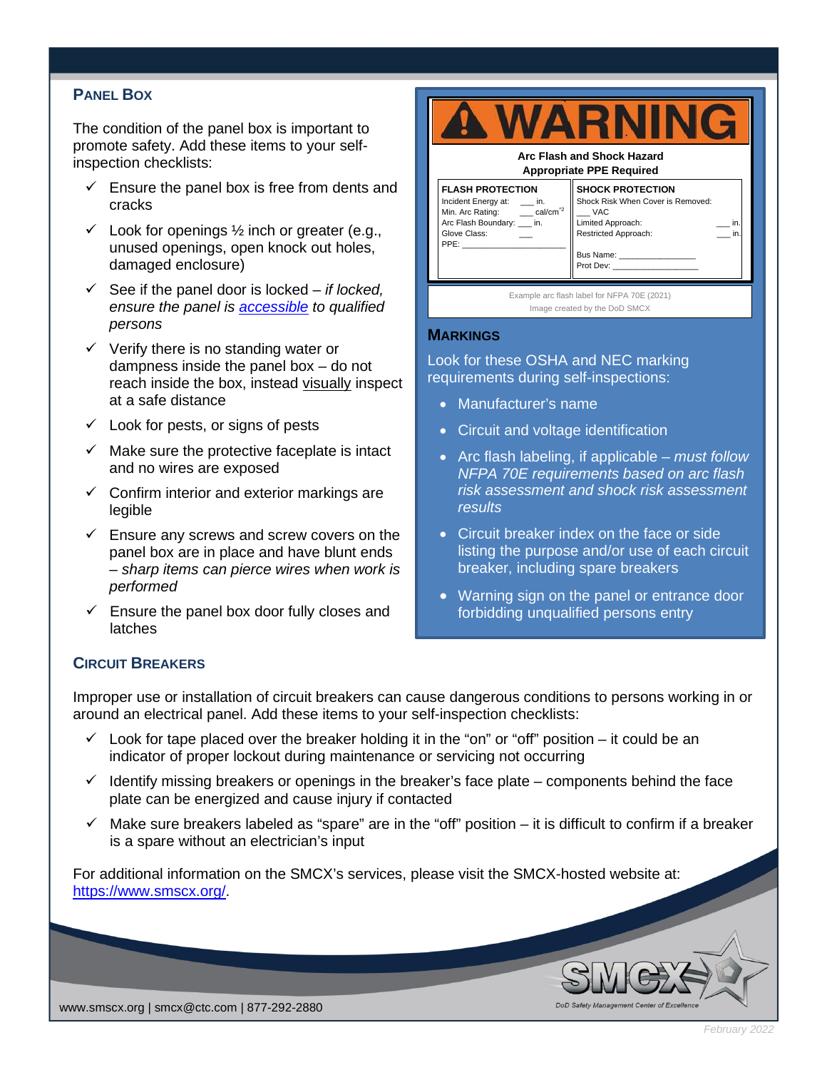## Panel Box

The condition of the panel box is important to promote safety. Add these items to your self-inspection checklists:

- ✓ Ensure the panel box is free from dents and cracks
- ✓ Look for openings ½ inch or greater (e.g., unused openings, open knock out holes, damaged enclosure)
- ✓ See if the panel door is locked – *if locked, ensure the panel is [accessible](#) to qualified persons*
- ✓ Verify there is no standing water or dampness inside the panel box – do not reach inside the box, instead visually inspect at a safe distance
- ✓ Look for pests, or signs of pests
- ✓ Make sure the protective faceplate is intact and no wires are exposed
- ✓ Confirm interior and exterior markings are legible
- ✓ Ensure any screws and screw covers on the panel box are in place and have blunt ends *– sharp items can pierce wires when work is performed*
- ✓ Ensure the panel box door fully closes and latches

**WARNING**

**Arc Flash and Shock Hazard**
**Appropriate PPE Required**

| FLASH PROTECTION | SHOCK PROTECTION |
|---|---|
| Incident Energy at: ___ in. | Shock Risk When Cover is Removed: ___ VAC |
| Min. Arc Rating: ___ cal/cm² | Limited Approach: ___ in. |
| Arc Flash Boundary: ___ in. | Restricted Approach: ___ in. |
| Glove Class: ___ | Bus Name: ______________ |
| PPE: ____________________ | Prot Dev: ________________ |

Example arc flash label for NFPA 70E (2021)
Image created by the DoD SMCX

## Markings

Look for these OSHA and NEC marking requirements during self-inspections:

- Manufacturer's name
- Circuit and voltage identification
- Arc flash labeling, if applicable – *must follow NFPA 70E requirements based on arc flash risk assessment and shock risk assessment results*
- Circuit breaker index on the face or side listing the purpose and/or use of each circuit breaker, including spare breakers
- Warning sign on the panel or entrance door forbidding unqualified persons entry

## Circuit Breakers

Improper use or installation of circuit breakers can cause dangerous conditions to persons working in or around an electrical panel. Add these items to your self-inspection checklists:

- ✓ Look for tape placed over the breaker holding it in the "on" or "off" position – it could be an indicator of proper lockout during maintenance or servicing not occurring
- ✓ Identify missing breakers or openings in the breaker's face plate – components behind the face plate can be energized and cause injury if contacted
- ✓ Make sure breakers labeled as "spare" are in the "off" position – it is difficult to confirm if a breaker is a spare without an electrician's input

For additional information on the SMCX's services, please visit the SMCX-hosted website at: [https://www.smcx.org/](https://www.smcx.org/).

www.smcx.org | smcx@ctc.com | 877-292-2880

SMCX — DoD Safety Management Center of Excellence

February 2022